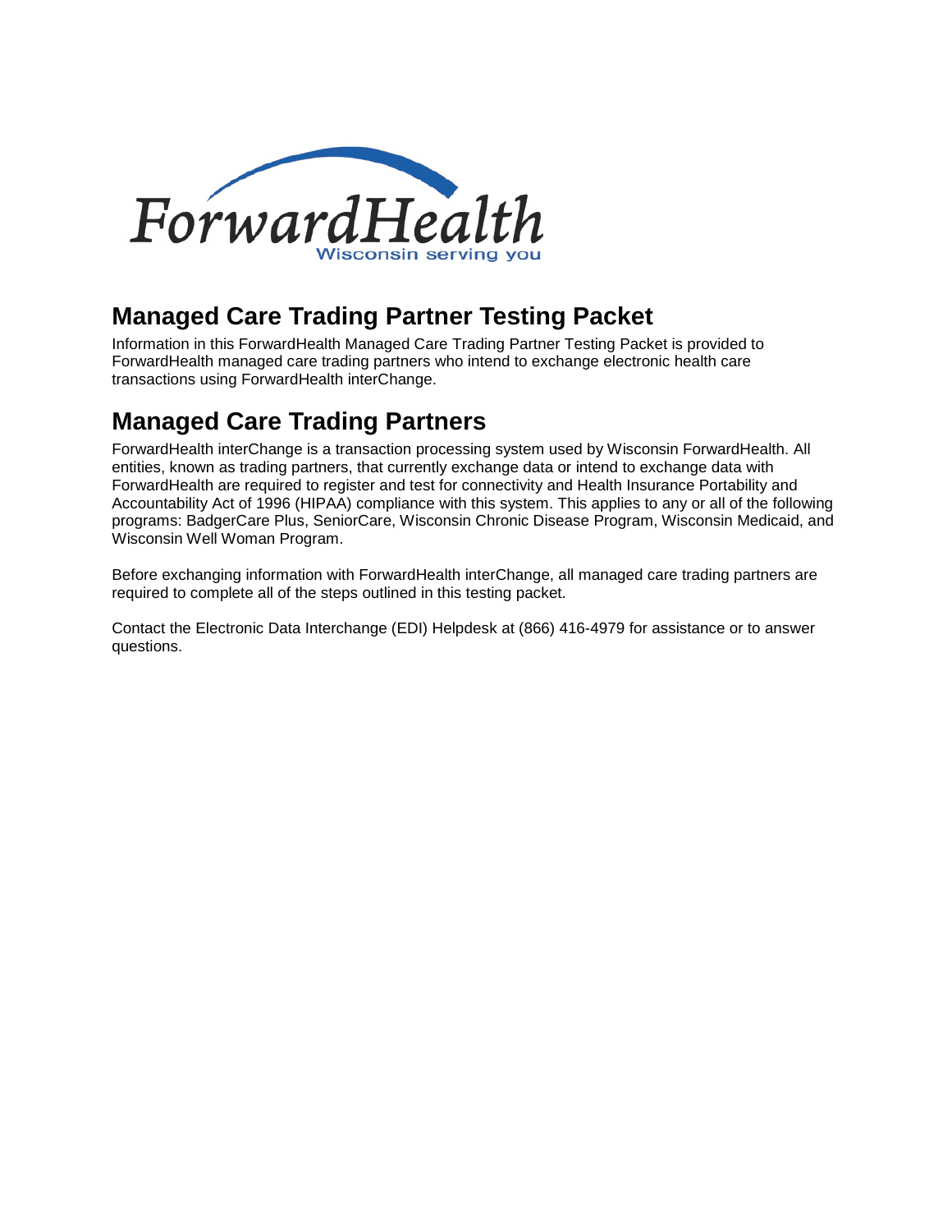# Managed Care Trading Partner Testing Packet

Information in this ForwardHealth Managed Care Trading Partner Testing Packet is provided to ForwardHealth managed care trading partners who intend to exchange electronic health care transactions using ForwardHealth interChange.

# Managed Care Trading Partners

ForwardHealth interChange is a transaction processing system used by Wisconsin ForwardHealth. All entities, known as trading partners, that currently exchange data or intend to exchange data with ForwardHealth are required to register and test for connectivity and Health Insurance Portability and Accountability Act of 1996 (HIPAA) compliance with this system. This applies to any or all of the following programs: BadgerCare Plus, SeniorCare, Wisconsin Chronic Disease Program, Wisconsin Medicaid, and Wisconsin Well Woman Program.

Before exchanging information with ForwardHealth interChange, all managed care trading partners are required to complete all of the steps outlined in this testing packet.

Contact the Electronic Data Interchange (EDI) Helpdesk at (866) 416-4979 for assistance or to answer questions.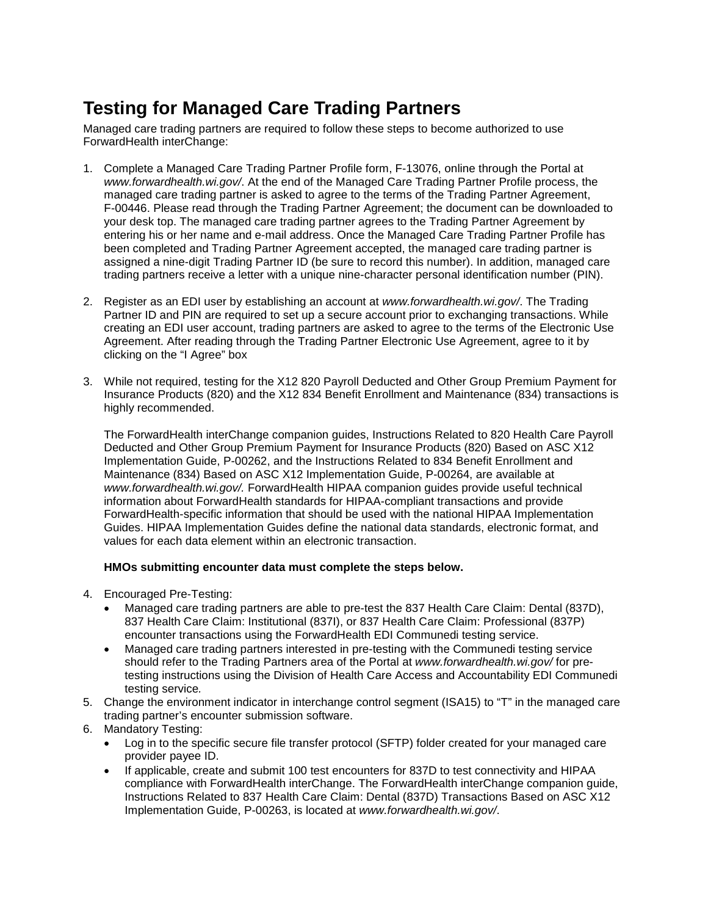# Testing for Managed Care Trading Partners

Managed care trading partners are required to follow these steps to become authorized to use ForwardHealth interChange:

1. Complete a Managed Care Trading Partner Profile form, F-13076, online through the Portal at *www.forwardhealth.wi.gov/*. At the end of the Managed Care Trading Partner Profile process, the managed care trading partner is asked to agree to the terms of the Trading Partner Agreement, F-00446. Please read through the Trading Partner Agreement; the document can be downloaded to your desk top. The managed care trading partner agrees to the Trading Partner Agreement by entering his or her name and e-mail address. Once the Managed Care Trading Partner Profile has been completed and Trading Partner Agreement accepted, the managed care trading partner is assigned a nine-digit Trading Partner ID (be sure to record this number). In addition, managed care trading partners receive a letter with a unique nine-character personal identification number (PIN).

2. Register as an EDI user by establishing an account at *www.forwardhealth.wi.gov/*. The Trading Partner ID and PIN are required to set up a secure account prior to exchanging transactions. While creating an EDI user account, trading partners are asked to agree to the terms of the Electronic Use Agreement. After reading through the Trading Partner Electronic Use Agreement, agree to it by clicking on the "I Agree" box

3. While not required, testing for the X12 820 Payroll Deducted and Other Group Premium Payment for Insurance Products (820) and the X12 834 Benefit Enrollment and Maintenance (834) transactions is highly recommended.

   The ForwardHealth interChange companion guides, Instructions Related to 820 Health Care Payroll Deducted and Other Group Premium Payment for Insurance Products (820) Based on ASC X12 Implementation Guide, P-00262, and the Instructions Related to 834 Benefit Enrollment and Maintenance (834) Based on ASC X12 Implementation Guide, P-00264, are available at *www.forwardhealth.wi.gov/*. ForwardHealth HIPAA companion guides provide useful technical information about ForwardHealth standards for HIPAA-compliant transactions and provide ForwardHealth-specific information that should be used with the national HIPAA Implementation Guides. HIPAA Implementation Guides define the national data standards, electronic format, and values for each data element within an electronic transaction.

   **HMOs submitting encounter data must complete the steps below.**

4. Encouraged Pre-Testing:
   - Managed care trading partners are able to pre-test the 837 Health Care Claim: Dental (837D), 837 Health Care Claim: Institutional (837I), or 837 Health Care Claim: Professional (837P) encounter transactions using the ForwardHealth EDI Communedi testing service.
   - Managed care trading partners interested in pre-testing with the Communedi testing service should refer to the Trading Partners area of the Portal at *www.forwardhealth.wi.gov/* for pre-testing instructions using the Division of Health Care Access and Accountability EDI Communedi testing service.
5. Change the environment indicator in interchange control segment (ISA15) to "T" in the managed care trading partner's encounter submission software.
6. Mandatory Testing:
   - Log in to the specific secure file transfer protocol (SFTP) folder created for your managed care provider payee ID.
   - If applicable, create and submit 100 test encounters for 837D to test connectivity and HIPAA compliance with ForwardHealth interChange. The ForwardHealth interChange companion guide, Instructions Related to 837 Health Care Claim: Dental (837D) Transactions Based on ASC X12 Implementation Guide, P-00263, is located at *www.forwardhealth.wi.gov/*.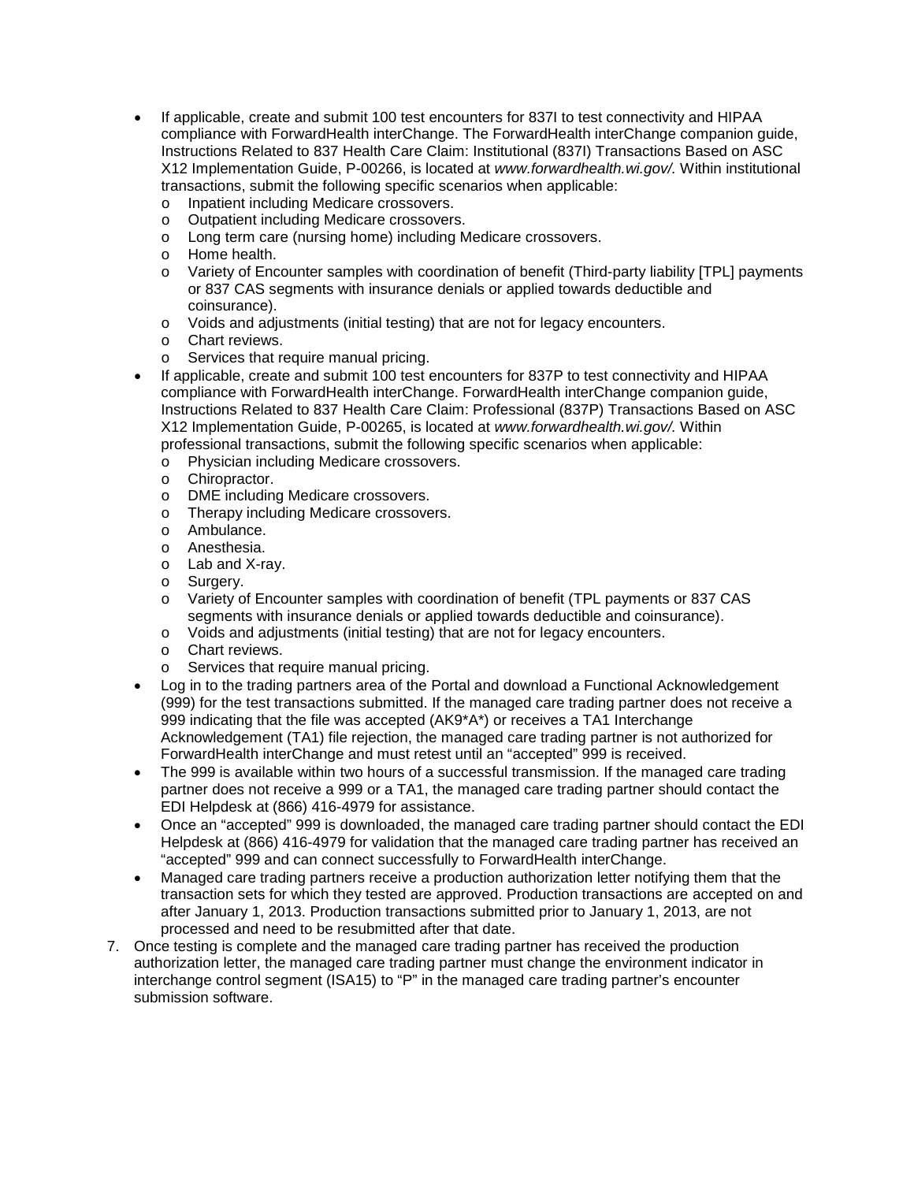- If applicable, create and submit 100 test encounters for 837I to test connectivity and HIPAA compliance with ForwardHealth interChange. The ForwardHealth interChange companion guide, Instructions Related to 837 Health Care Claim: Institutional (837I) Transactions Based on ASC X12 Implementation Guide, P-00266, is located at *www.forwardhealth.wi.gov/.* Within institutional transactions, submit the following specific scenarios when applicable:
    - Inpatient including Medicare crossovers.
    - Outpatient including Medicare crossovers.
    - Long term care (nursing home) including Medicare crossovers.
    - Home health.
    - Variety of Encounter samples with coordination of benefit (Third-party liability [TPL] payments or 837 CAS segments with insurance denials or applied towards deductible and coinsurance).
    - Voids and adjustments (initial testing) that are not for legacy encounters.
    - Chart reviews.
    - Services that require manual pricing.
- If applicable, create and submit 100 test encounters for 837P to test connectivity and HIPAA compliance with ForwardHealth interChange. ForwardHealth interChange companion guide, Instructions Related to 837 Health Care Claim: Professional (837P) Transactions Based on ASC X12 Implementation Guide, P-00265, is located at *www.forwardhealth.wi.gov/.* Within professional transactions, submit the following specific scenarios when applicable:
    - Physician including Medicare crossovers.
    - Chiropractor.
    - DME including Medicare crossovers.
    - Therapy including Medicare crossovers.
    - Ambulance.
    - Anesthesia.
    - Lab and X-ray.
    - Surgery.
    - Variety of Encounter samples with coordination of benefit (TPL payments or 837 CAS segments with insurance denials or applied towards deductible and coinsurance).
    - Voids and adjustments (initial testing) that are not for legacy encounters.
    - Chart reviews.
    - Services that require manual pricing.
- Log in to the trading partners area of the Portal and download a Functional Acknowledgement (999) for the test transactions submitted. If the managed care trading partner does not receive a 999 indicating that the file was accepted (AK9*A*) or receives a TA1 Interchange Acknowledgement (TA1) file rejection, the managed care trading partner is not authorized for ForwardHealth interChange and must retest until an "accepted" 999 is received.
- The 999 is available within two hours of a successful transmission. If the managed care trading partner does not receive a 999 or a TA1, the managed care trading partner should contact the EDI Helpdesk at (866) 416-4979 for assistance.
- Once an "accepted" 999 is downloaded, the managed care trading partner should contact the EDI Helpdesk at (866) 416-4979 for validation that the managed care trading partner has received an "accepted" 999 and can connect successfully to ForwardHealth interChange.
- Managed care trading partners receive a production authorization letter notifying them that the transaction sets for which they tested are approved. Production transactions are accepted on and after January 1, 2013. Production transactions submitted prior to January 1, 2013, are not processed and need to be resubmitted after that date.

7. Once testing is complete and the managed care trading partner has received the production authorization letter, the managed care trading partner must change the environment indicator in interchange control segment (ISA15) to "P" in the managed care trading partner's encounter submission software.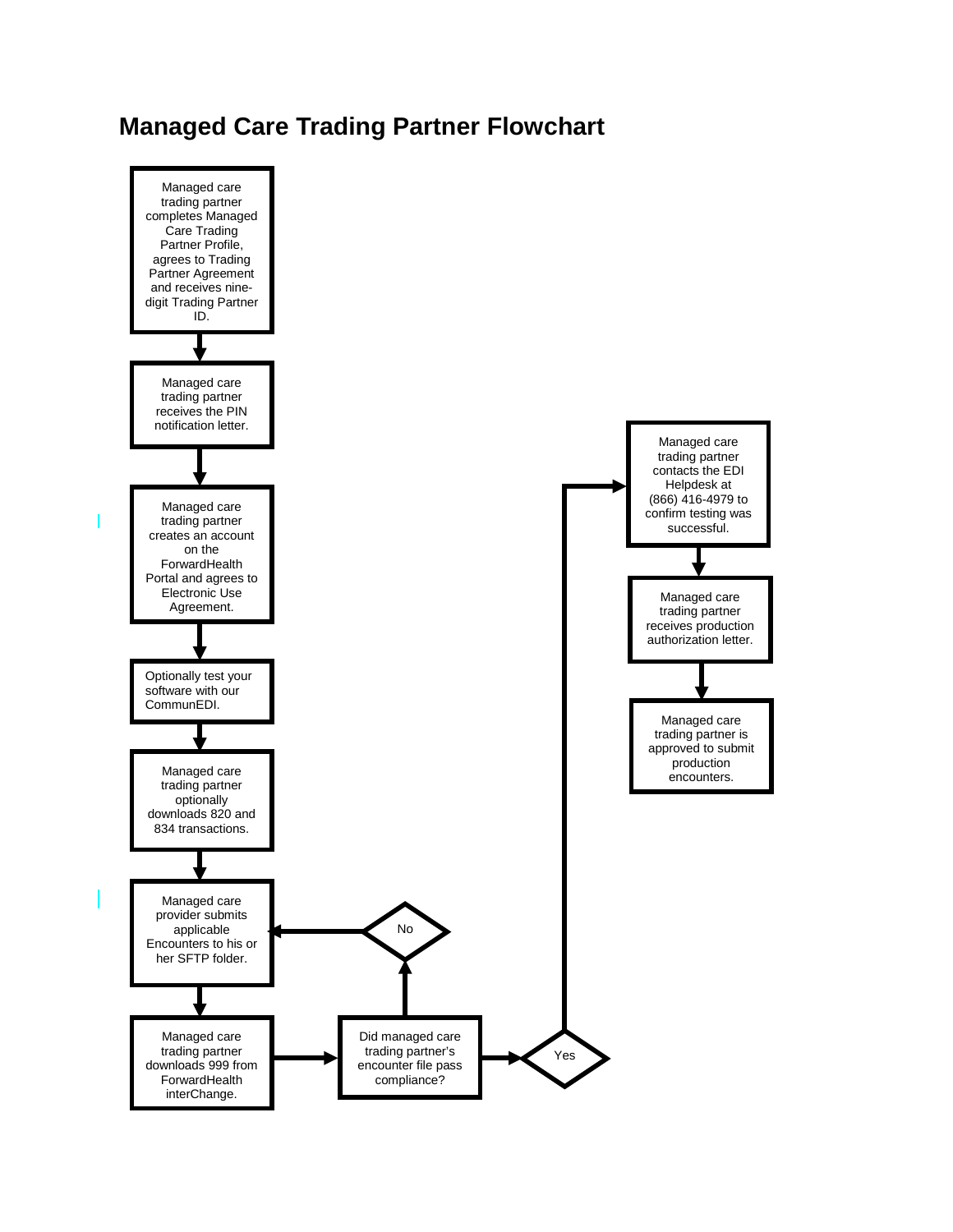# Managed Care Trading Partner Flowchart

Managed care trading partner completes Managed Care Trading Partner Profile, agrees to Trading Partner Agreement and receives nine-digit Trading Partner ID.

Managed care trading partner receives the PIN notification letter.

Managed care trading partner creates an account on the ForwardHealth Portal and agrees to Electronic Use Agreement.

Optionally test your software with our CommunEDI.

Managed care trading partner optionally downloads 820 and 834 transactions.

Managed care provider submits applicable Encounters to his or her SFTP folder.

Managed care trading partner downloads 999 from ForwardHealth interChange.

Did managed care trading partner's encounter file pass compliance?

No

Yes

Managed care trading partner contacts the EDI Helpdesk at (866) 416-4979 to confirm testing was successful.

Managed care trading partner receives production authorization letter.

Managed care trading partner is approved to submit production encounters.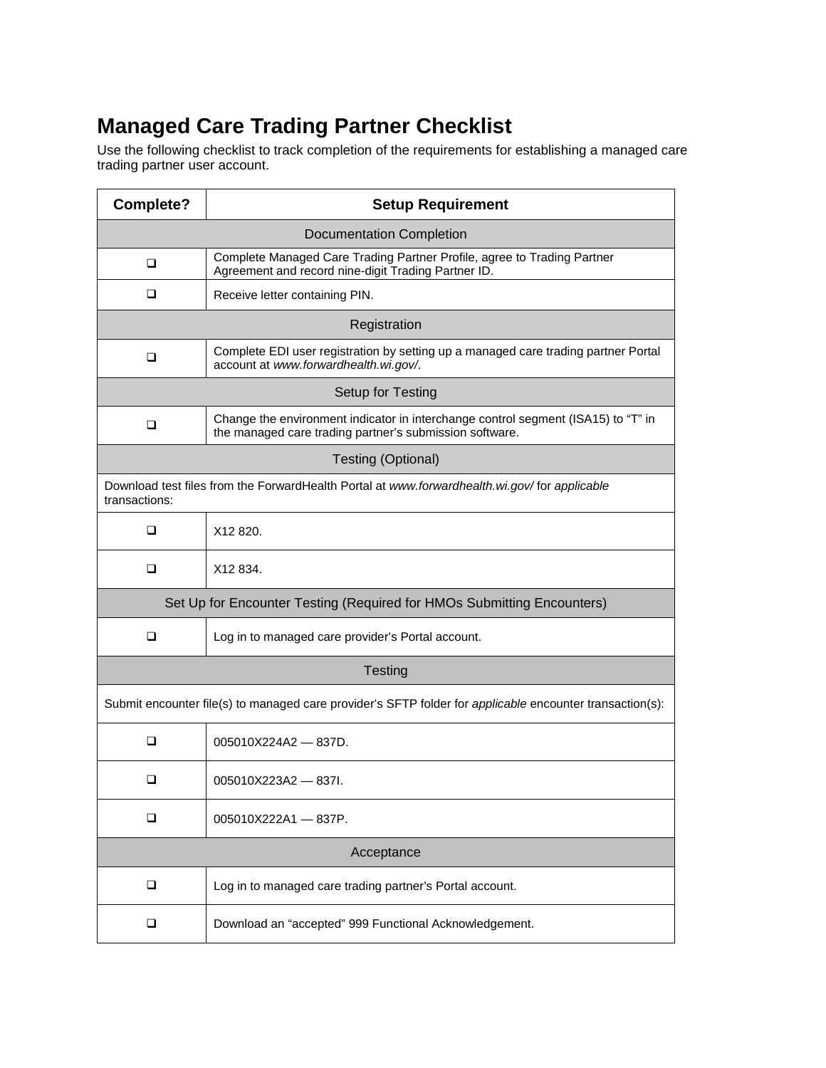# Managed Care Trading Partner Checklist

Use the following checklist to track completion of the requirements for establishing a managed care trading partner user account.

| Complete? | Setup Requirement |
|---|---|
| **Documentation Completion** | |
| ❑ | Complete Managed Care Trading Partner Profile, agree to Trading Partner Agreement and record nine-digit Trading Partner ID. |
| ❑ | Receive letter containing PIN. |
| **Registration** | |
| ❑ | Complete EDI user registration by setting up a managed care trading partner Portal account at *www.forwardhealth.wi.gov/*. |
| **Setup for Testing** | |
| ❑ | Change the environment indicator in interchange control segment (ISA15) to "T" in the managed care trading partner's submission software. |
| **Testing (Optional)** | |
| Download test files from the ForwardHealth Portal at *www.forwardhealth.wi.gov/* for *applicable* transactions: | |
| ❑ | X12 820. |
| ❑ | X12 834. |
| **Set Up for Encounter Testing (Required for HMOs Submitting Encounters)** | |
| ❑ | Log in to managed care provider's Portal account. |
| **Testing** | |
| Submit encounter file(s) to managed care provider's SFTP folder for *applicable* encounter transaction(s): | |
| ❑ | 005010X224A2 — 837D. |
| ❑ | 005010X223A2 — 837I. |
| ❑ | 005010X222A1 — 837P. |
| **Acceptance** | |
| ❑ | Log in to managed care trading partner's Portal account. |
| ❑ | Download an "accepted" 999 Functional Acknowledgement. |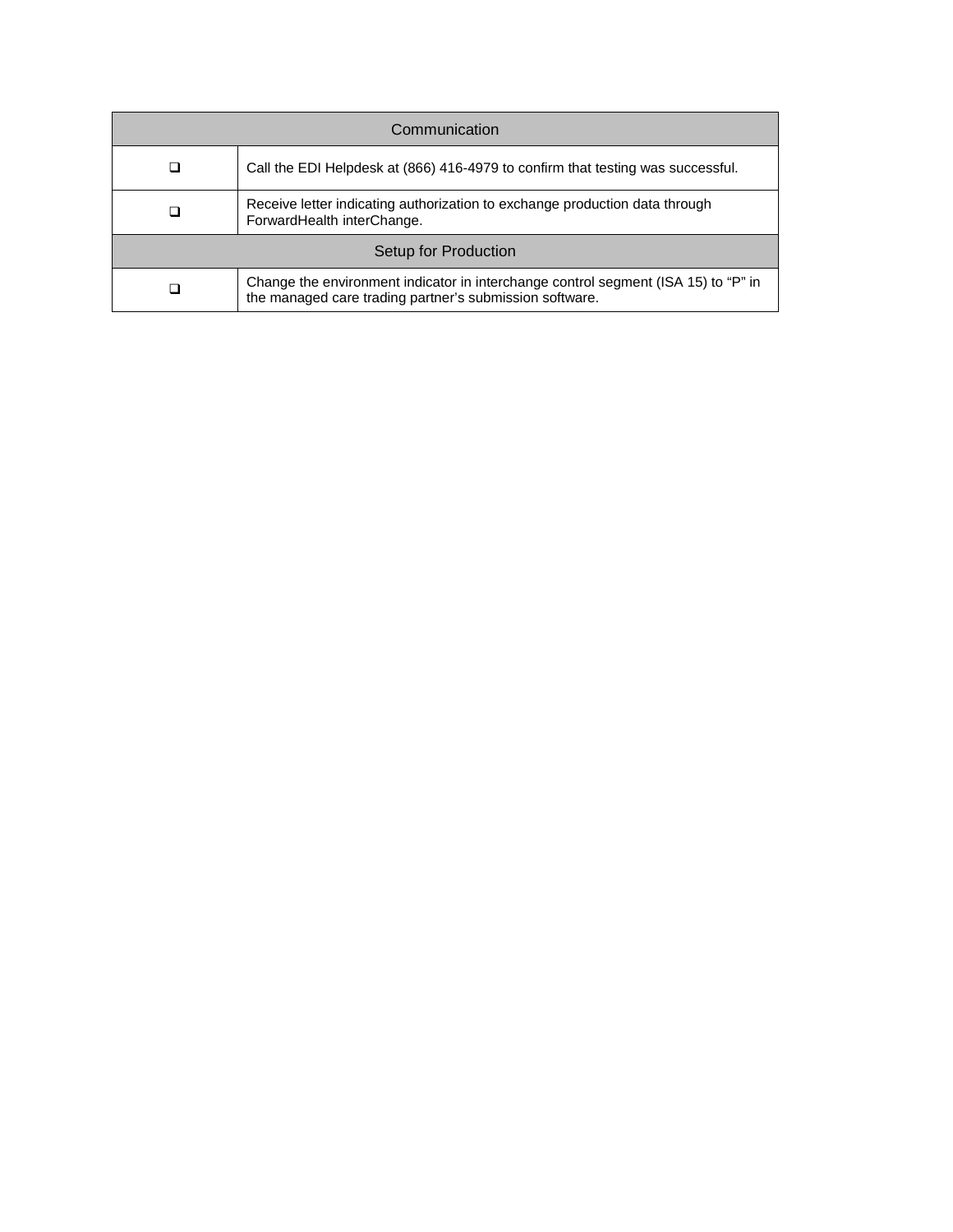| Communication | |
|---|---|
| ❑ | Call the EDI Helpdesk at (866) 416-4979 to confirm that testing was successful. |
| ❑ | Receive letter indicating authorization to exchange production data through ForwardHealth interChange. |
| **Setup for Production** | |
| ❑ | Change the environment indicator in interchange control segment (ISA 15) to “P” in the managed care trading partner’s submission software. |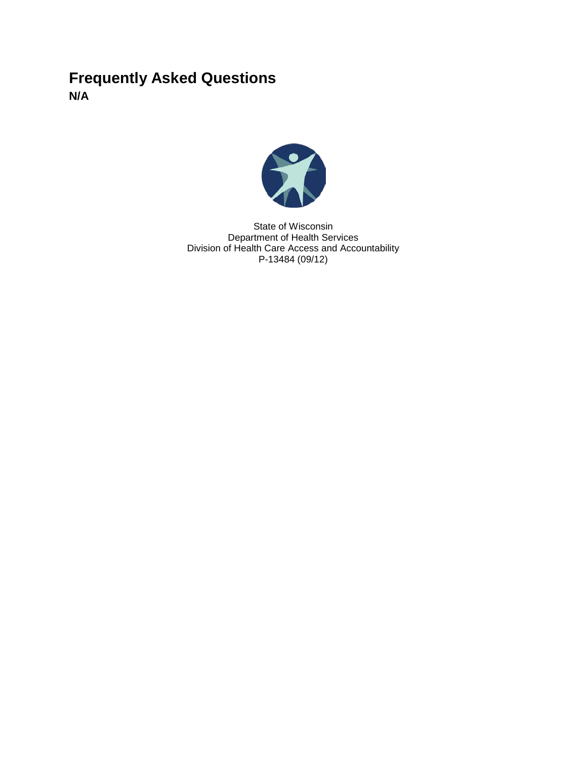## Frequently Asked Questions

**N/A**

State of Wisconsin
Department of Health Services
Division of Health Care Access and Accountability
P-13484 (09/12)